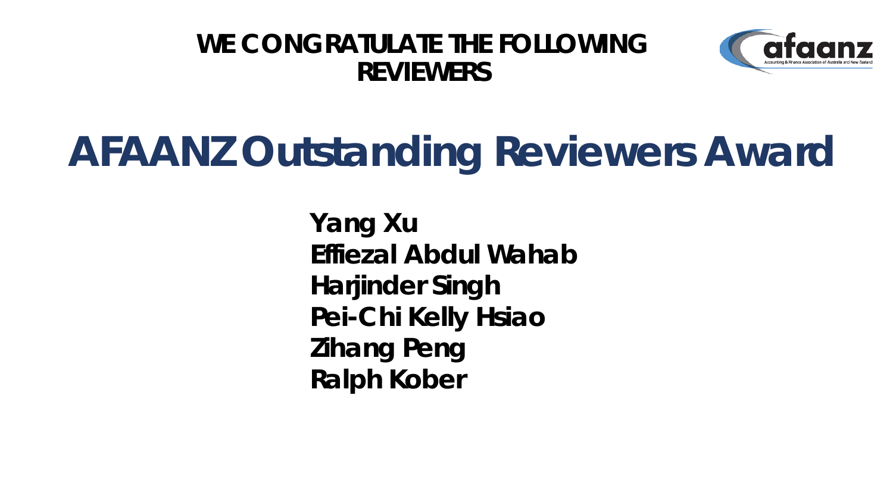**WE CONGRATULATE THE FOLLOWING REVIEWERS**

# AFAANZ Outstanding Reviewers Award

**Yang Xu**
**Effiezal Abdul Wahab**
**Harjinder Singh**
**Pei-Chi Kelly Hsiao**
**Zihang Peng**
**Ralph Kober**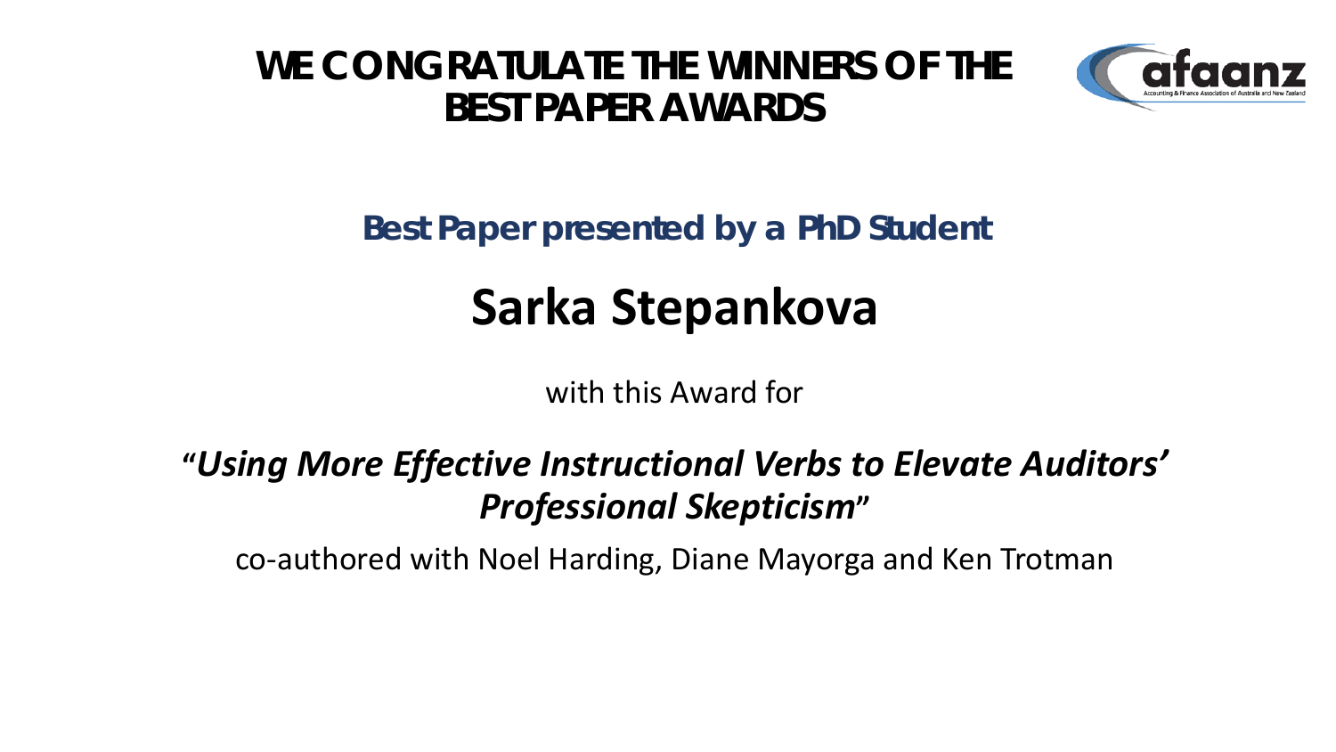# WE CONGRATULATE THE WINNERS OF THE BEST PAPER AWARDS

afaanz
Accounting & Finance Association of Australia and New Zealand

## Best Paper presented by a PhD Student

# Sarka Stepankova

with this Award for

**"*Using More Effective Instructional Verbs to Elevate Auditors' Professional Skepticism*"**

co-authored with Noel Harding, Diane Mayorga and Ken Trotman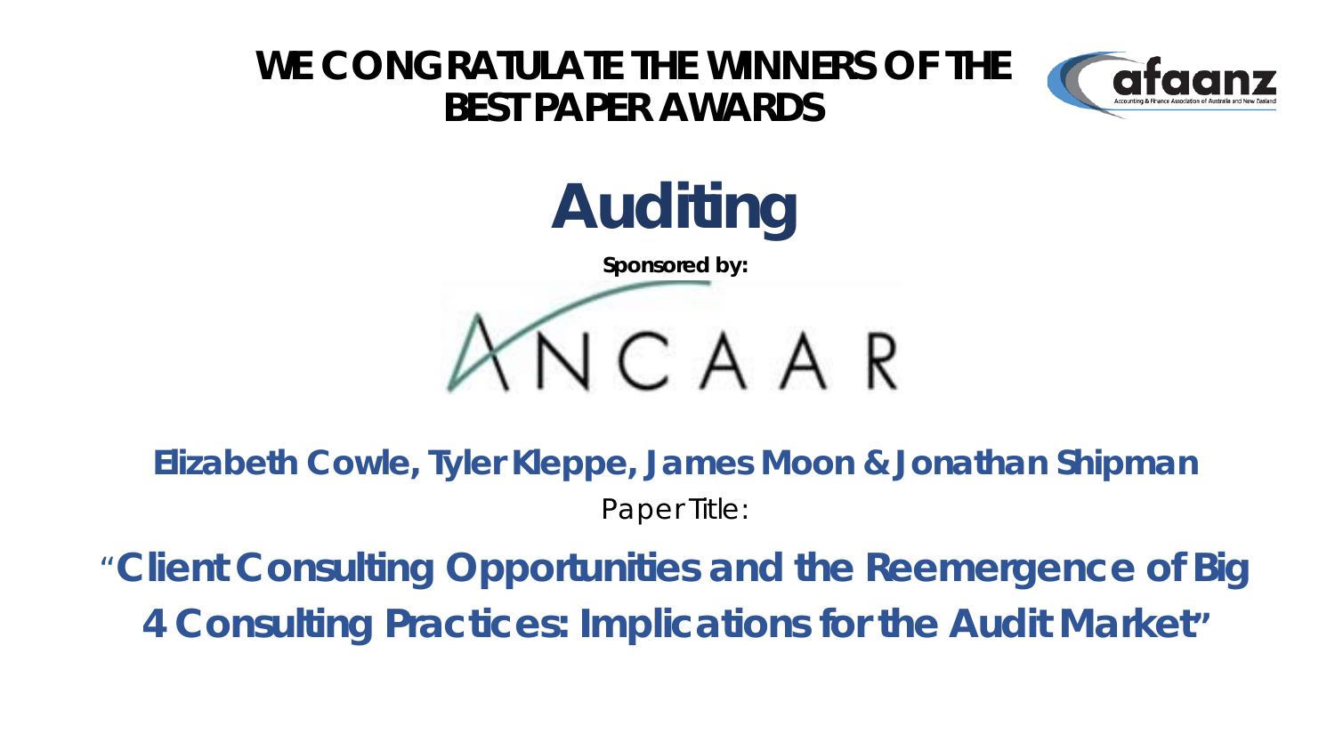# WE CONGRATULATE THE WINNERS OF THE BEST PAPER AWARDS

## Auditing

**Sponsored by:**

ANCAAR

**Elizabeth Cowle, Tyler Kleppe, James Moon & Jonathan Shipman**

Paper Title:

**"Client Consulting Opportunities and the Reemergence of Big 4 Consulting Practices: Implications for the Audit Market"**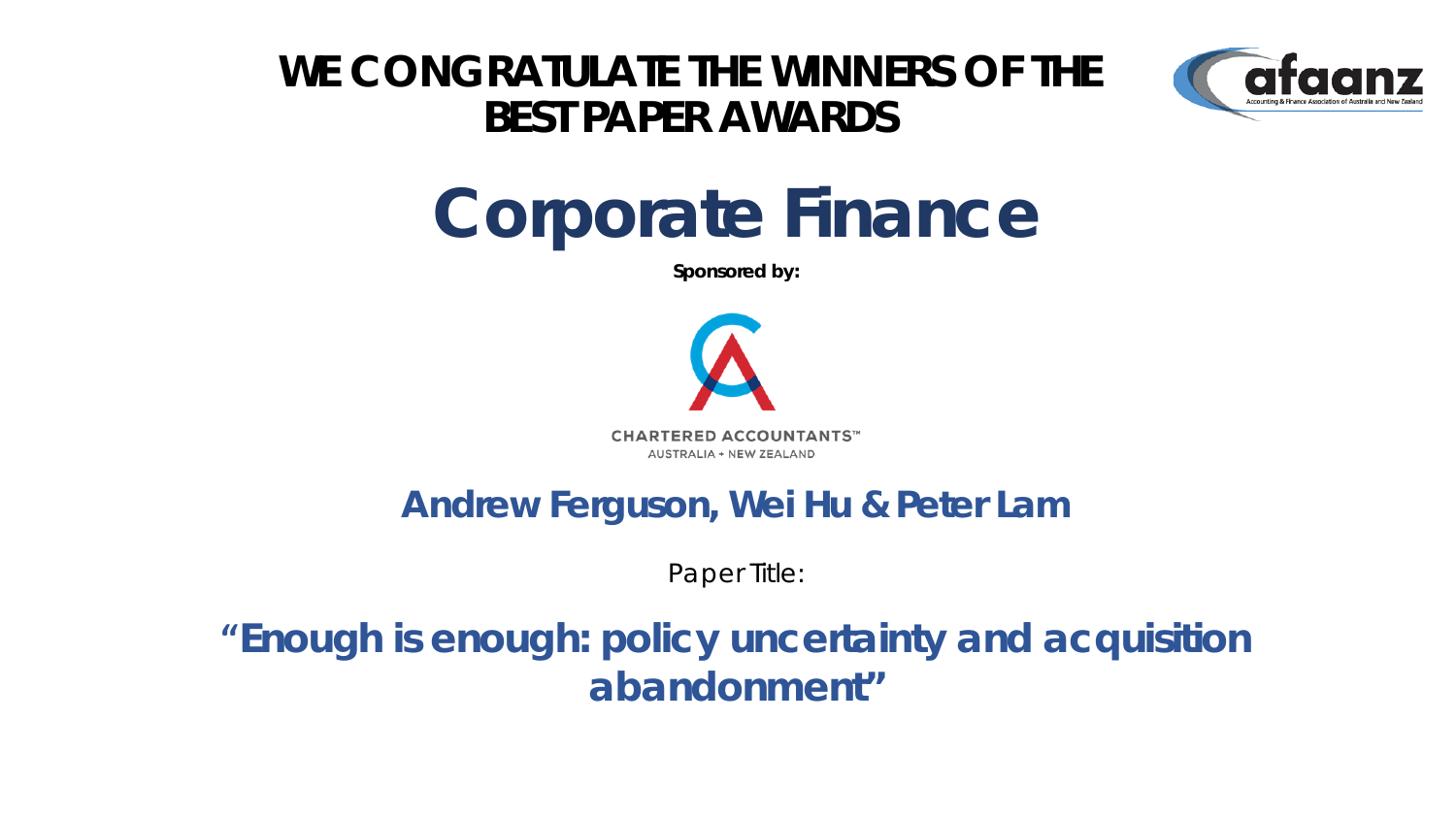# WE CONGRATULATE THE WINNERS OF THE BEST PAPER AWARDS

afaanz

Accounting & Finance Association of Australia and New Zealand

## Corporate Finance

**Sponsored by:**

CHARTERED ACCOUNTANTS™
AUSTRALIA + NEW ZEALAND

### Andrew Ferguson, Wei Hu & Peter Lam

Paper Title:

### "Enough is enough: policy uncertainty and acquisition abandonment"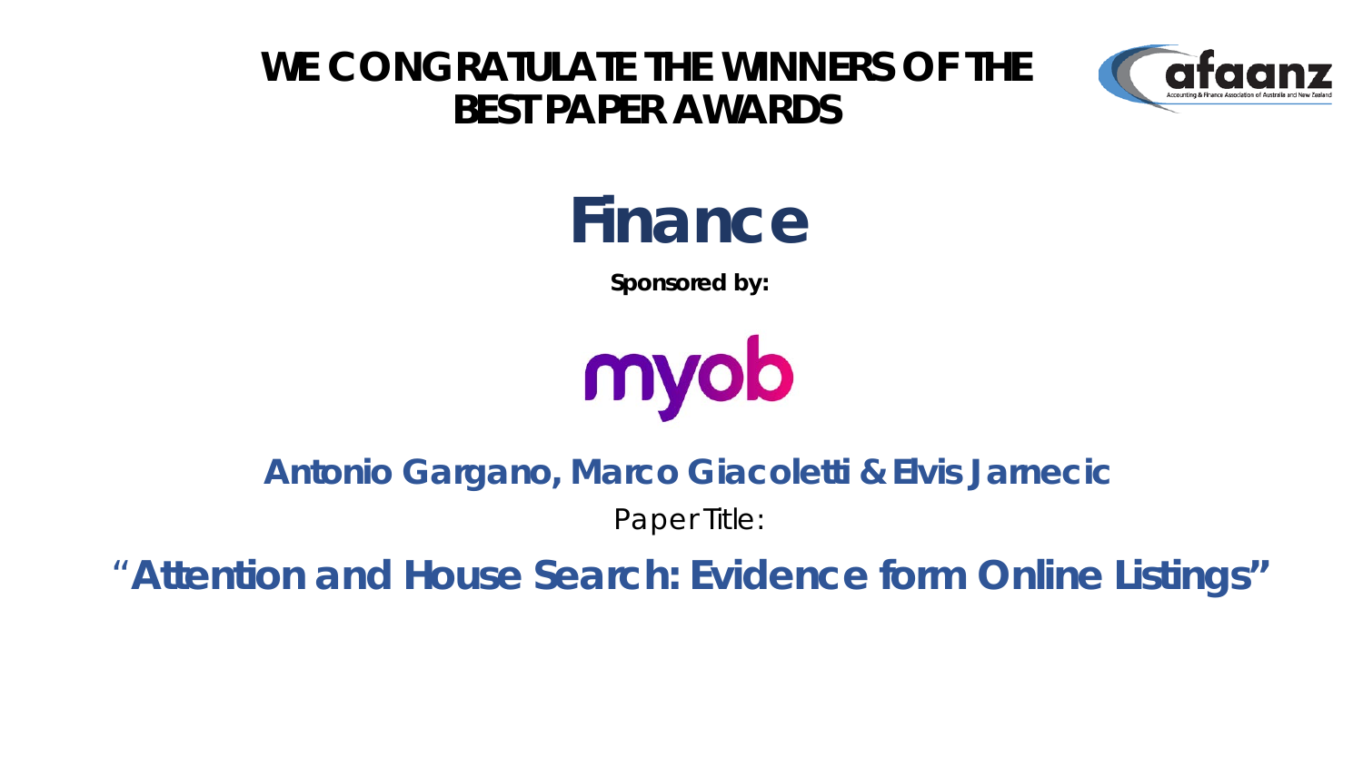# WE CONGRATULATE THE WINNERS OF THE BEST PAPER AWARDS

## Finance

**Sponsored by:**

myob

**Antonio Gargano, Marco Giacoletti & Elvis Jarnecic**

Paper Title:

**"Attention and House Search: Evidence form Online Listings"**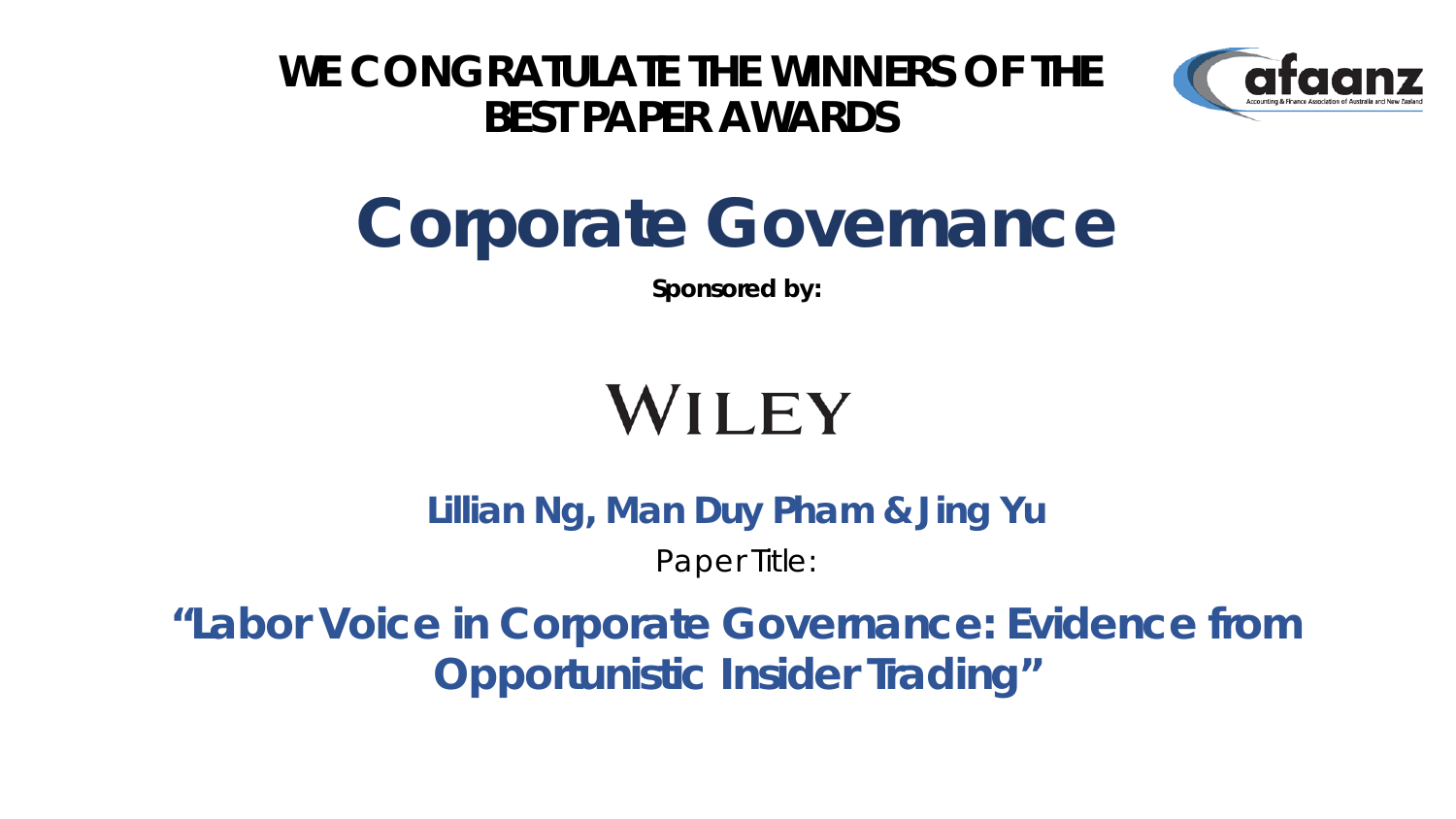**WE CONGRATULATE THE WINNERS OF THE BEST PAPER AWARDS**

afaanz

Accounting & Finance Association of Australia and New Zealand

# Corporate Governance

**Sponsored by:**

WILEY

**Lillian Ng, Man Duy Pham & Jing Yu**

Paper Title:

**"Labor Voice in Corporate Governance: Evidence from Opportunistic Insider Trading"**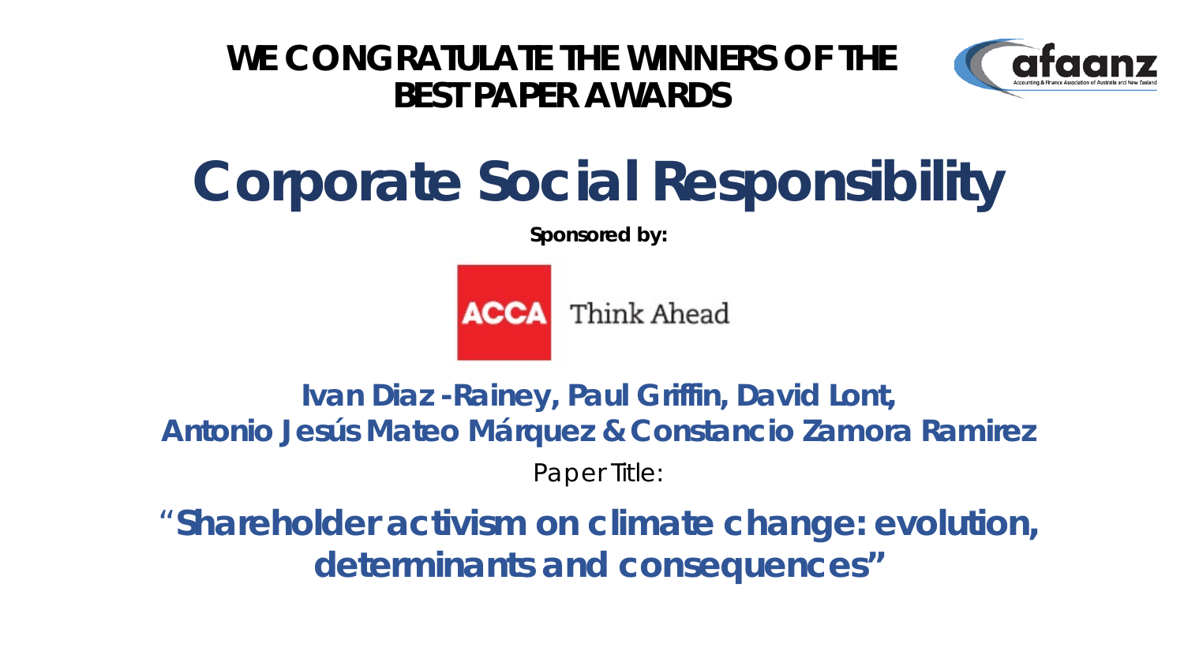**WE CONGRATULATE THE WINNERS OF THE BEST PAPER AWARDS**

# Corporate Social Responsibility

**Sponsored by:**

ACCA Think Ahead

**Ivan Diaz -Rainey, Paul Griffin, David Lont, Antonio Jesús Mateo Márquez & Constancio Zamora Ramirez**

Paper Title:

**"Shareholder activism on climate change: evolution, determinants and consequences"**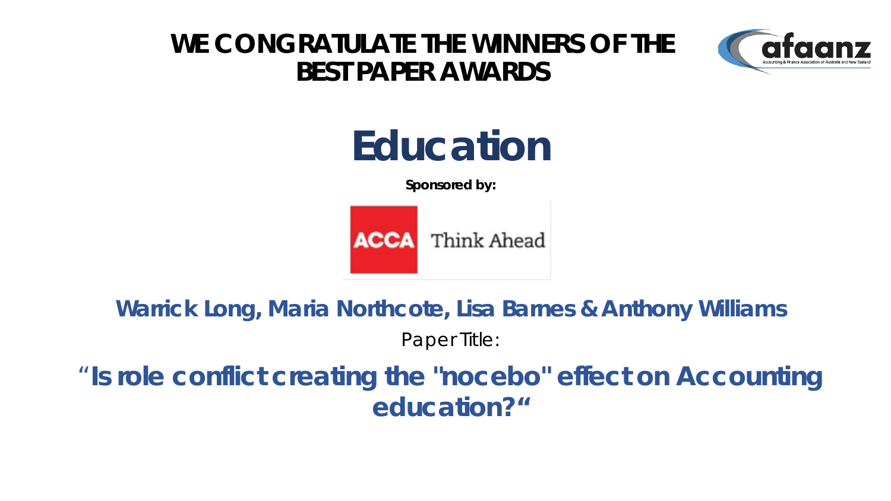# WE CONGRATULATE THE WINNERS OF THE BEST PAPER AWARDS

afaanz

Accounting & Finance Association of Australia and New Zealand

## Education

**Sponsored by:**

ACCA Think Ahead

**Warrick Long, Maria Northcote, Lisa Barnes & Anthony Williams**

Paper Title:

**"Is role conflict creating the "nocebo" effect on Accounting education?"**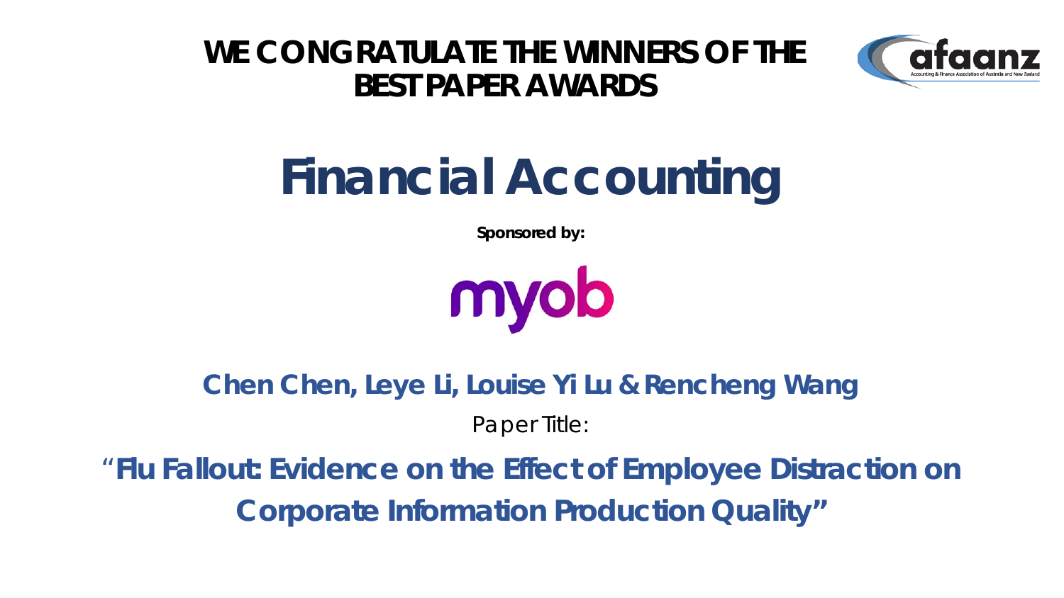**WE CONGRATULATE THE WINNERS OF THE BEST PAPER AWARDS**

# Financial Accounting

**Sponsored by:**

myob

**Chen Chen, Leye Li, Louise Yi Lu & Rencheng Wang**

Paper Title:

**"Flu Fallout: Evidence on the Effect of Employee Distraction on Corporate Information Production Quality"**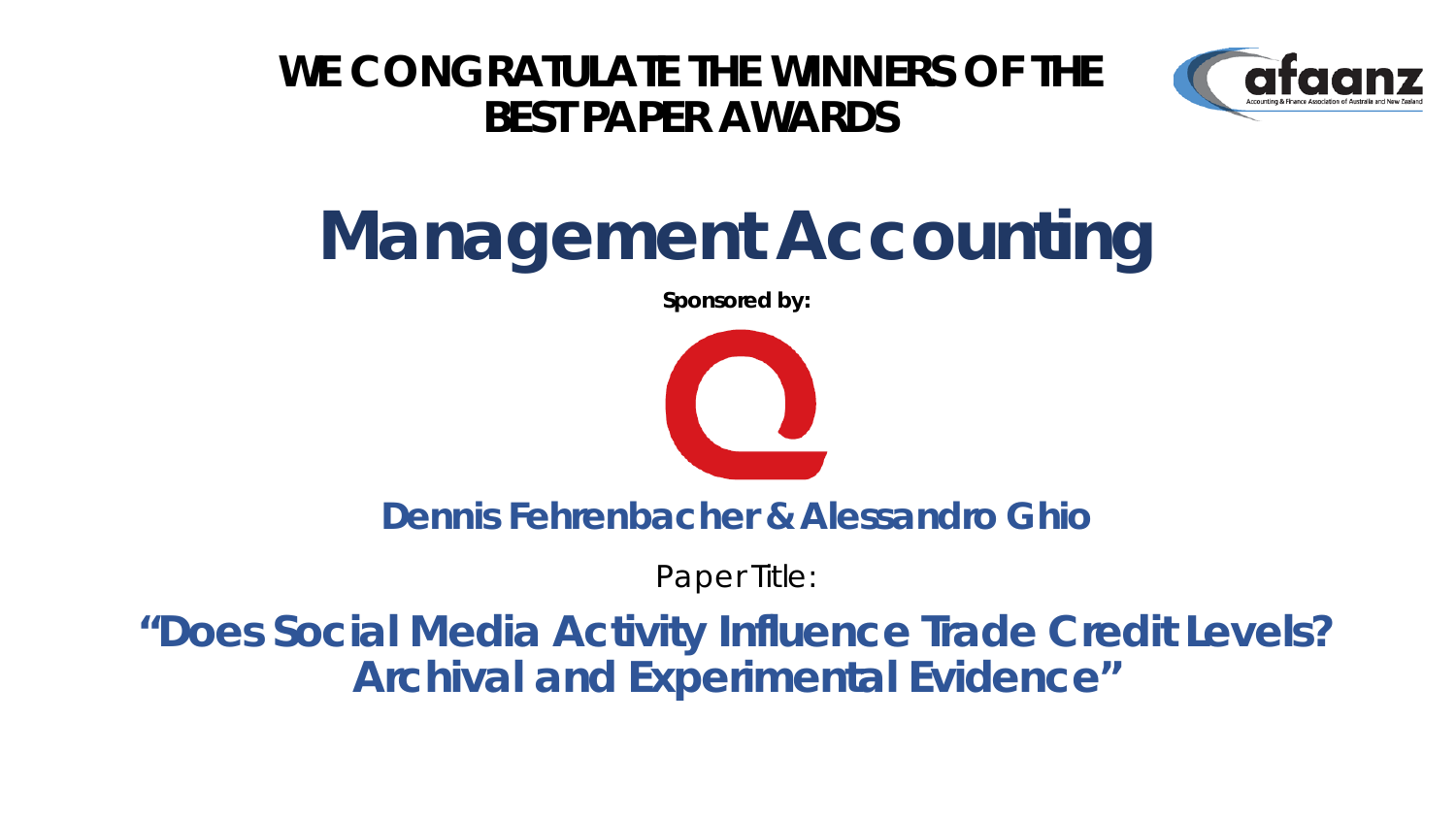**WE CONGRATULATE THE WINNERS OF THE BEST PAPER AWARDS**

# Management Accounting

**Sponsored by:**

## Dennis Fehrenbacher & Alessandro Ghio

Paper Title:

## "Does Social Media Activity Influence Trade Credit Levels? Archival and Experimental Evidence"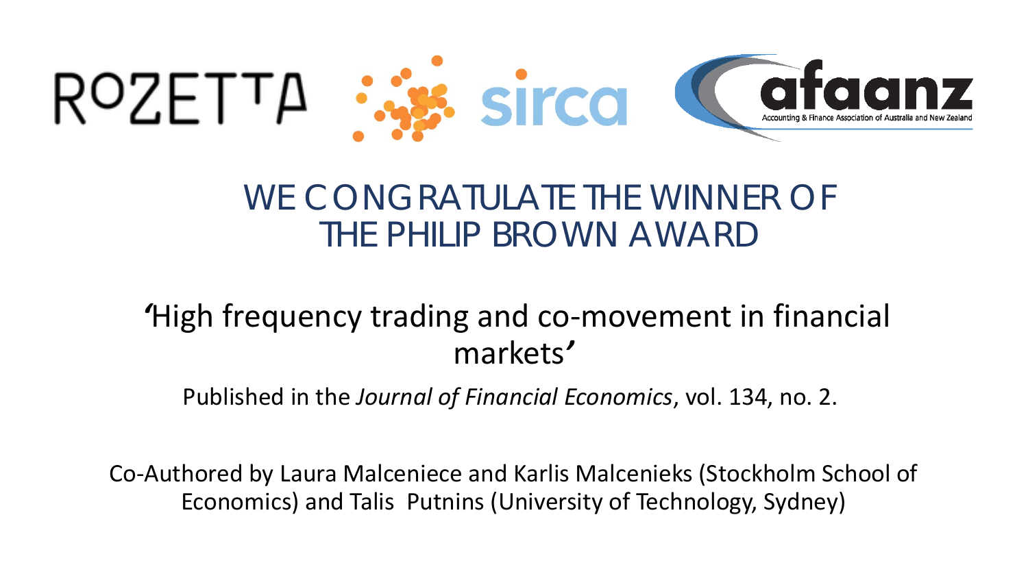ROZETTA sirca afaanz

Accounting & Finance Association of Australia and New Zealand

# WE CONGRATULATE THE WINNER OF THE PHILIP BROWN AWARD

## 'High frequency trading and co-movement in financial markets'

Published in the *Journal of Financial Economics*, vol. 134, no. 2.

Co-Authored by Laura Malceniece and Karlis Malcenieks (Stockholm School of Economics) and Talis Putnins (University of Technology, Sydney)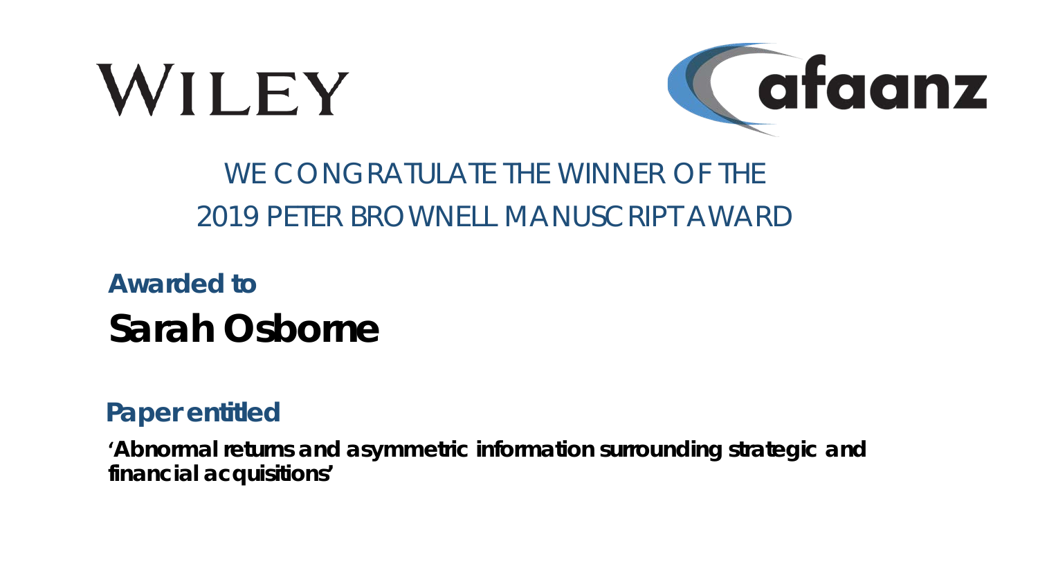WILEY

afaanz

# WE CONGRATULATE THE WINNER OF THE 2019 PETER BROWNELL MANUSCRIPT AWARD

**Awarded to**

## Sarah Osborne

**Paper entitled**

**'Abnormal returns and asymmetric information surrounding strategic and financial acquisitions'**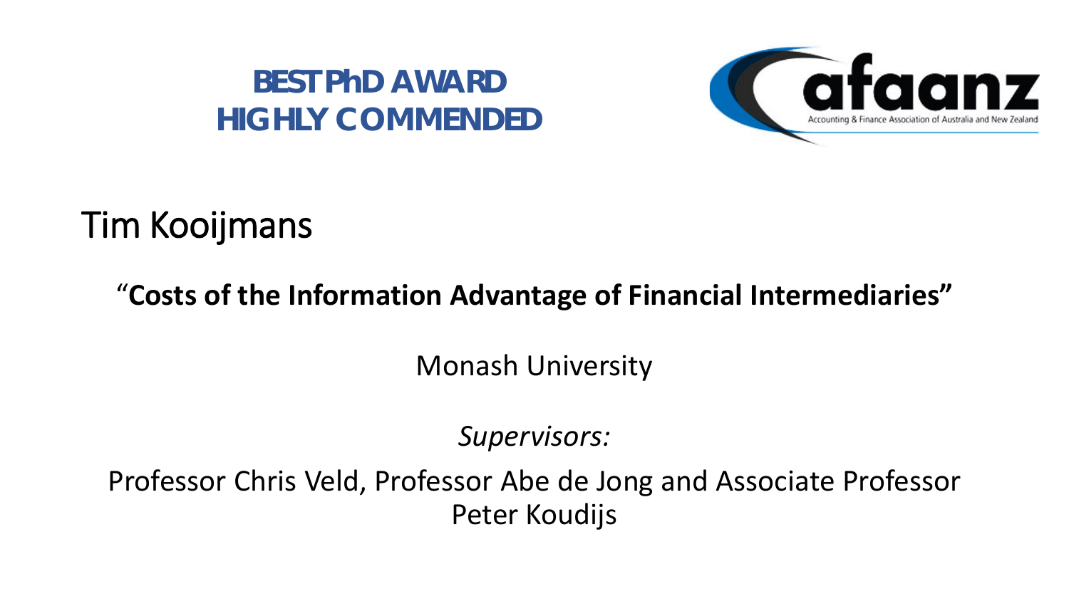## BEST PhD AWARD
## HIGHLY COMMENDED

afaanz

Accounting & Finance Association of Australia and New Zealand

# Tim Kooijmans

**"Costs of the Information Advantage of Financial Intermediaries"**

Monash University

*Supervisors:*

Professor Chris Veld, Professor Abe de Jong and Associate Professor Peter Koudijs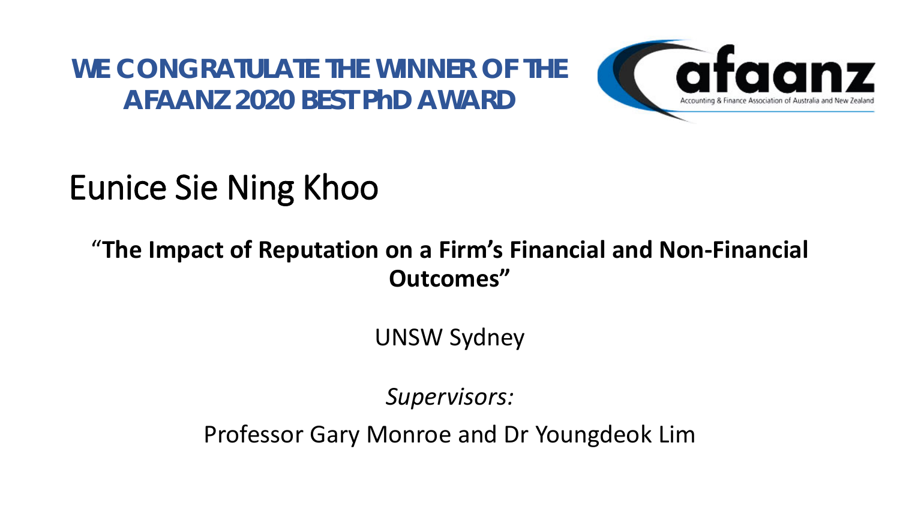**WE CONGRATULATE THE WINNER OF THE AFAANZ 2020 BEST PhD AWARD**

afaanz

Accounting & Finance Association of Australia and New Zealand

# Eunice Sie Ning Khoo

**"The Impact of Reputation on a Firm's Financial and Non-Financial Outcomes"**

UNSW Sydney

*Supervisors:*

Professor Gary Monroe and Dr Youngdeok Lim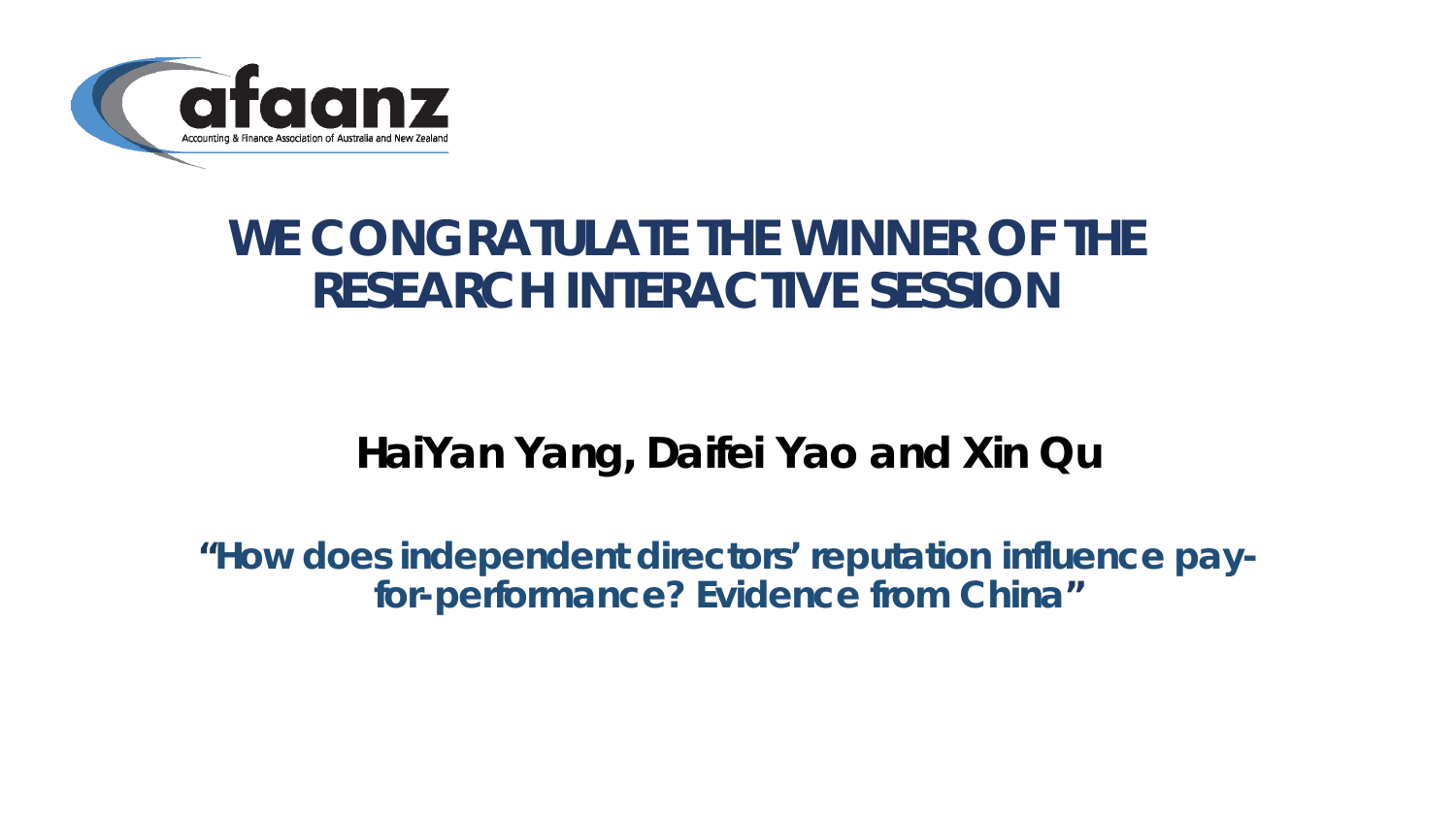afaanz

Accounting & Finance Association of Australia and New Zealand

# WE CONGRATULATE THE WINNER OF THE RESEARCH INTERACTIVE SESSION

**HaiYan Yang, Daifei Yao and Xin Qu**

**"How does independent directors' reputation influence pay-for-performance? Evidence from China"**